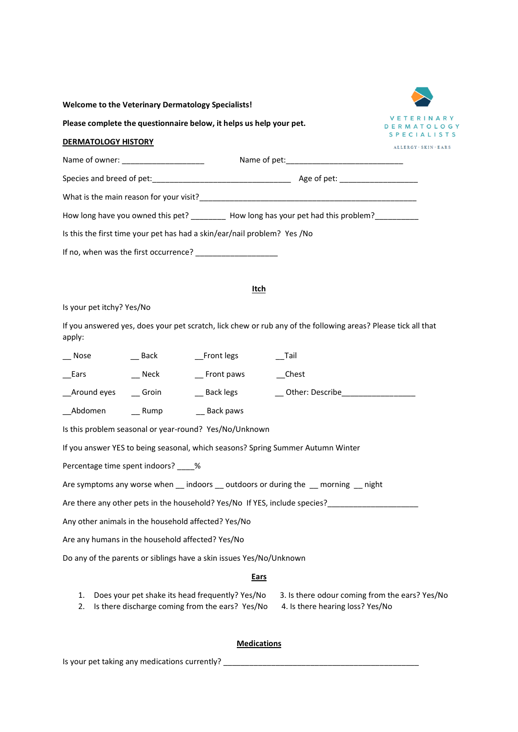**Welcome to the Veterinary Dermatology Specialists!**

**Please complete the questionnaire below, it helps us help your pet.**

VETERINARY DERMATOLOGY SPECIALISTS

ALLERGY · SKIN · EARS

**DERMATOLOGY HISTORY**

Name of owner: ___________________ Name of pet:___________________________

Species and breed of pet:________________________________ Age of pet: __________________

What is the main reason for your visit?_____________________________________________________

How long have you owned this pet? ________ How long has your pet had this problem?__________

Is this the first time your pet has had a skin/ear/nail problem? Yes /No

If no, when was the first occurrence? ___________________

**Itch**

Is your pet itchy? Yes/No

If you answered yes, does your pet scratch, lick chew or rub any of the following areas? Please tick all that apply:

| | | | |
|---|---|---|---|
| __ Nose | __ Back | __Front legs | __Tail |
| __Ears | __ Neck | __ Front paws | __Chest |
| __Around eyes | __ Groin | __ Back legs | __ Other: Describe_________________ |
| __Abdomen | __ Rump | __ Back paws | |

Is this problem seasonal or year-round? Yes/No/Unknown

If you answer YES to being seasonal, which seasons? Spring Summer Autumn Winter

Percentage time spent indoors? ____%

Are symptoms any worse when __ indoors __ outdoors or during the __ morning __ night

Are there any other pets in the household? Yes/No If YES, include species?______________________

Any other animals in the household affected? Yes/No

Are any humans in the household affected? Yes/No

Do any of the parents or siblings have a skin issues Yes/No/Unknown

**Ears**

1. Does your pet shake its head frequently? Yes/No
2. Is there discharge coming from the ears? Yes/No
3. Is there odour coming from the ears? Yes/No
4. Is there hearing loss? Yes/No

**Medications**

Is your pet taking any medications currently? _______________________________________________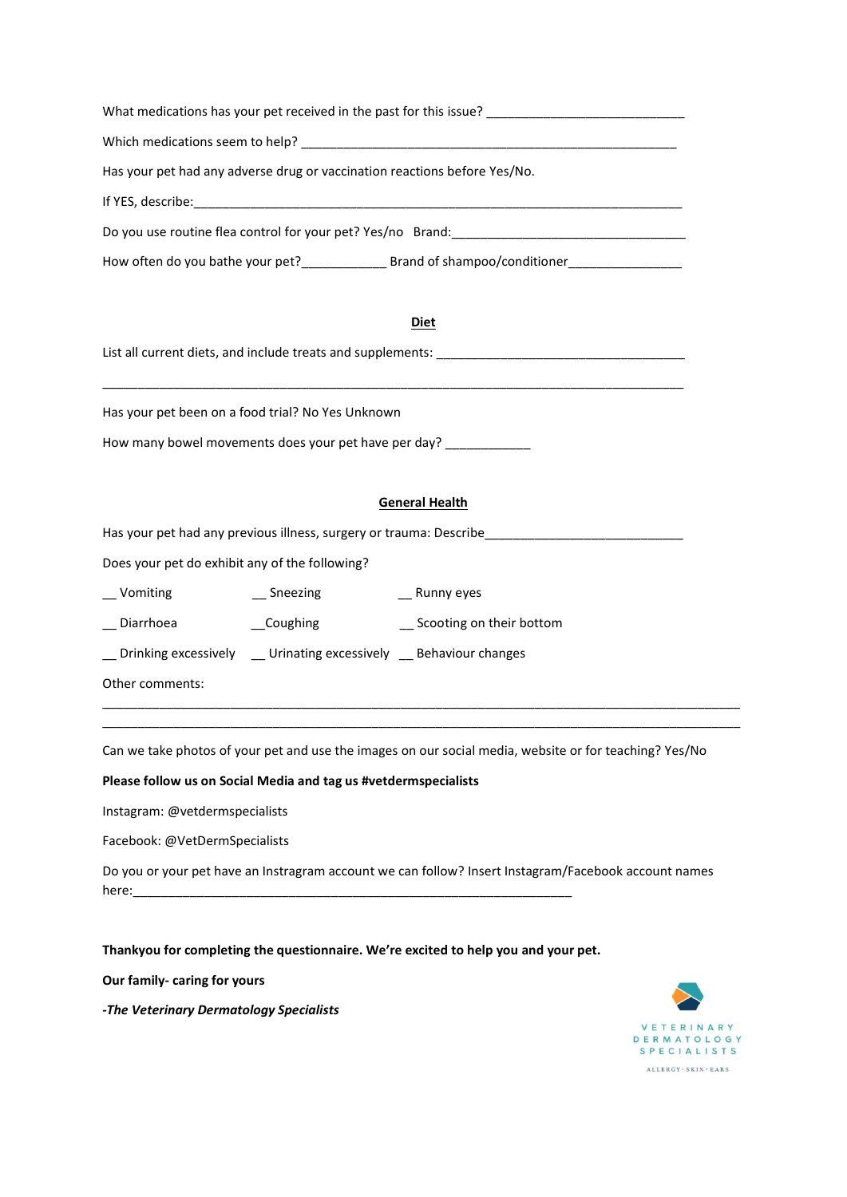What medications has your pet received in the past for this issue? ___________________________

Which medications seem to help? ____________________________________________________

Has your pet had any adverse drug or vaccination reactions before Yes/No.

If YES, describe:______________________________________________________________________

Do you use routine flea control for your pet? Yes/no  Brand:_________________________________

How often do you bathe your pet?____________ Brand of shampoo/conditioner________________

## Diet

List all current diets, and include treats and supplements: ___________________________________

_________________________________________________________________________________

Has your pet been on a food trial? No Yes Unknown

How many bowel movements does your pet have per day? ____________

## General Health

Has your pet had any previous illness, surgery or trauma: Describe____________________________

Does your pet do exhibit any of the following?

__ Vomiting __ Sneezing __ Runny eyes

__ Diarrhoea __Coughing __ Scooting on their bottom

__ Drinking excessively __ Urinating excessively __ Behaviour changes

Other comments:

_____________________________________________________________________________________________

_____________________________________________________________________________________________

Can we take photos of your pet and use the images on our social media, website or for teaching? Yes/No

**Please follow us on Social Media and tag us #vetdermspecialists**

Instagram: @vetdermspecialists

Facebook: @VetDermSpecialists

Do you or your pet have an Instragram account we can follow? Insert Instagram/Facebook account names here:_______________________________________________________________

**Thankyou for completing the questionnaire. We're excited to help you and your pet.**

**Our family- caring for yours**

***-The Veterinary Dermatology Specialists***

VETERINARY DERMATOLOGY SPECIALISTS

ALLERGY · SKIN · EARS